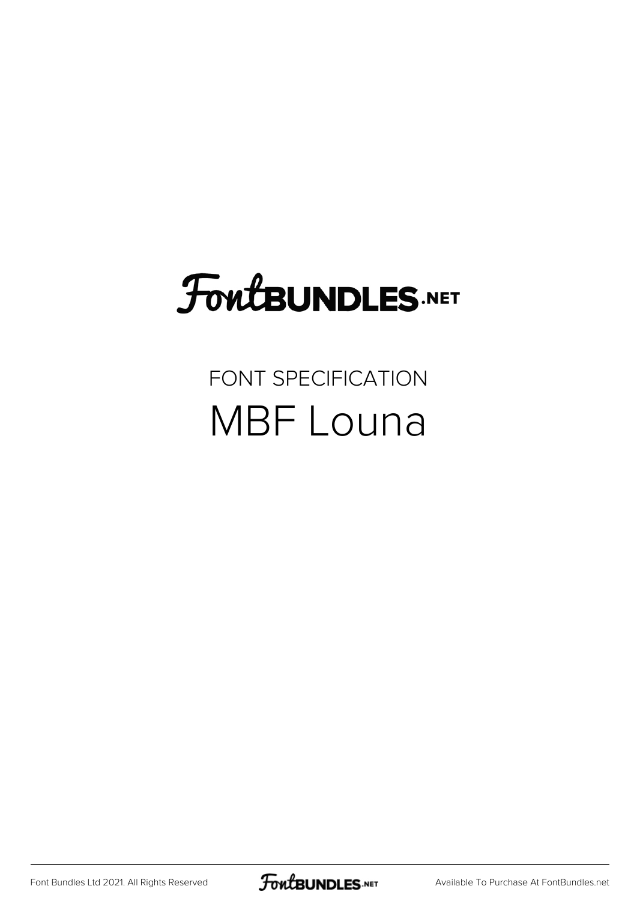FontBUNDLES.NET

FONT SPECIFICATION

# MBF Louna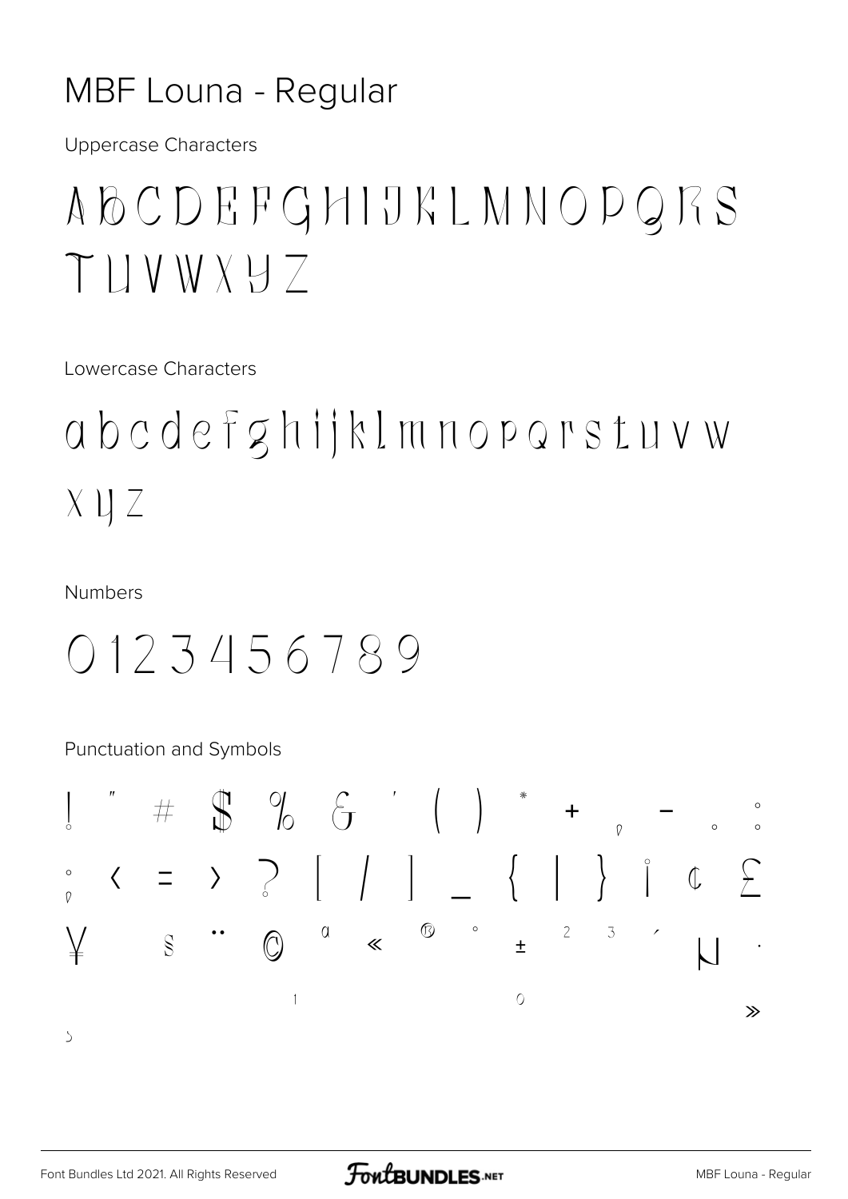# MBF Louna - Regular

Uppercase Characters

ABCDEFGHIJKLMNOPQRS TUVWXYZ

Lowercase Characters

abcdefghijklmnopqrstuvw xyz

Numbers

0123456789

Punctuation and Symbols

! " # $ % & ' ( ) * + , - . : ; < = > ? [ / ] _ { | } ¡ ¢ £ ¥ § ¨ © ª « ® ° ± ² ³ ´ µ · ¹ º » ¿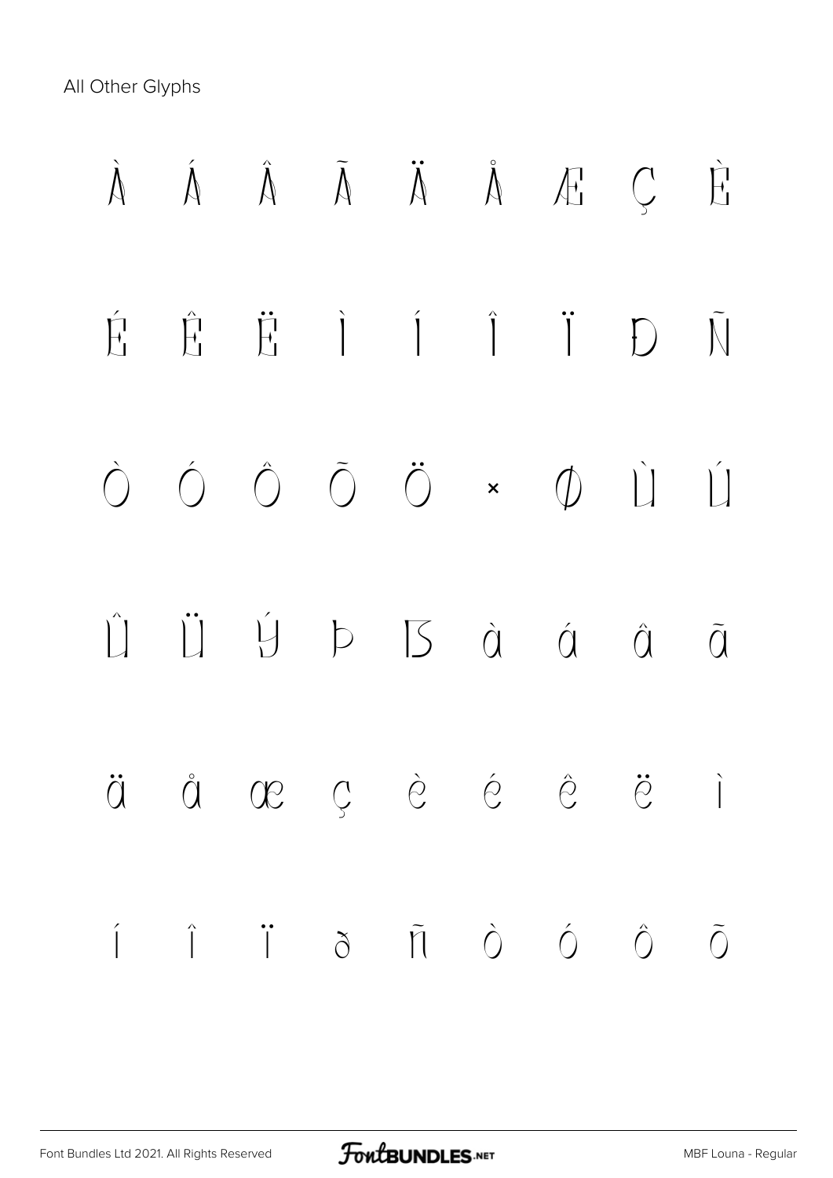All Other Glyphs

À Á Â Ã Ä Å Æ Ç È

É Ê Ë Ì Í Î Ï Ð Ñ

Ò Ó Ô Õ Ö × Ø Ù Ú

Û Ü Ý Þ ß à á â ã

ä å æ ç è é ê ë ì

í î ï ð ñ ò ó ô õ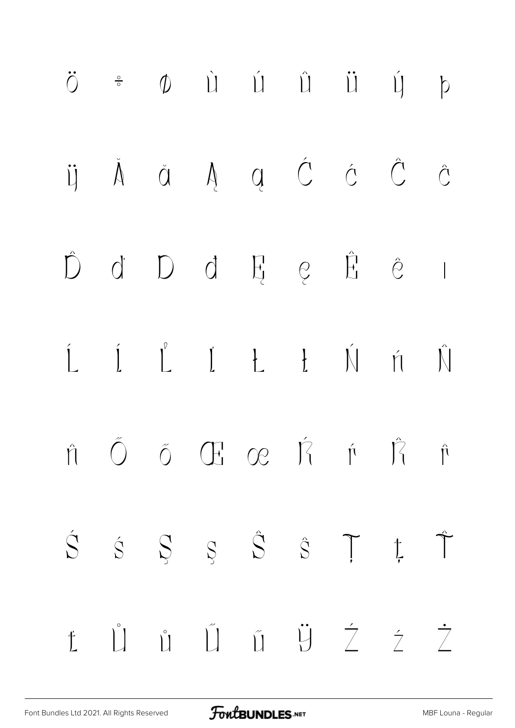Ö ÷ ø ù ú û ü ý þ

ÿ Ă ă Ą ą Ć ć Ĉ ĉ

Ď ď Đ đ Ę ę Ě ě ı

Ĺ ĺ Ľ ľ Ł ł Ń ń Ň

ň Ő ő Œ œ Ŕ ŕ Ř ř

Ś ś Ş ş Š š Ţ ţ Ť

ť Ů ů Ű ű Ÿ Ź ź Ż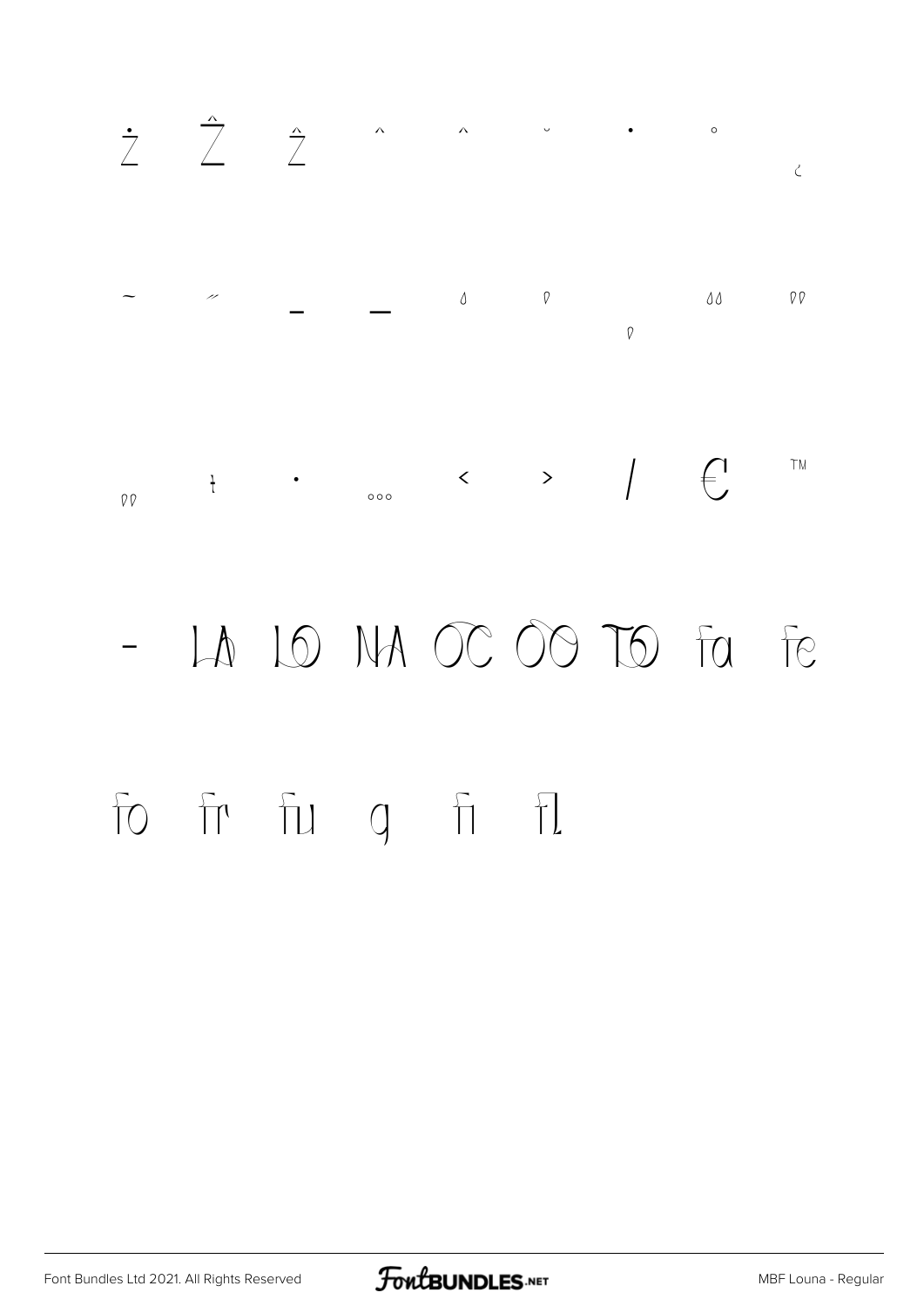ż Ẑ ẑ ˆ ˆ ˘ ˙ ˚ ¸

˜ ˝ – — ' ' ‚ " "

„ † • … ‹ › ⁄ € ™

- LA LO NA OC OO TO fa fe

fo fr fu g fi fl